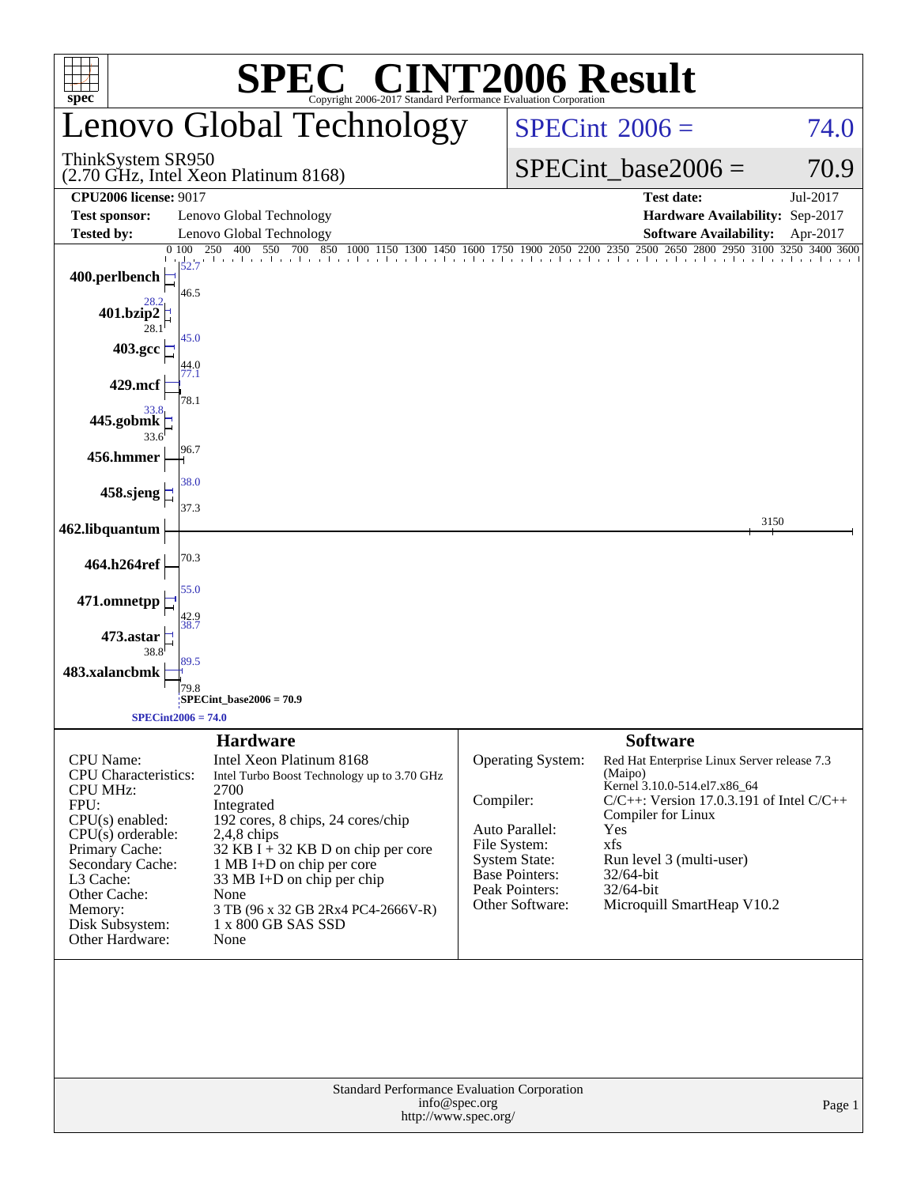# SPEC® CINT2006 Result

Copyright 2006-2017 Standard Performance Evaluation Corporation

## Lenovo Global Technology

ThinkSystem SR950
(2.70 GHz, Intel Xeon Platinum 8168)

**SPECint 2006 = 74.0**

**SPECint_base2006 = 70.9**

| | | | |
|---|---|---|---|
| **CPU2006 license:** 9017 | | **Test date:** | Jul-2017 |
| **Test sponsor:** | Lenovo Global Technology | **Hardware Availability:** | Sep-2017 |
| **Tested by:** | Lenovo Global Technology | **Software Availability:** | Apr-2017 |

| Benchmark | Peak | Base |
|---|---|---|
| 400.perlbench | 52.7 | 46.5 |
| 401.bzip2 | 28.2 | 28.1 |
| 403.gcc | 45.0 | 44.0 |
| 429.mcf | 77.1 | 78.1 |
| 445.gobmk | 33.8 | 33.6 |
| 456.hmmer | | 96.7 |
| 458.sjeng | 38.0 | 37.3 |
| 462.libquantum | | 3150 |
| 464.h264ref | | 70.3 |
| 471.omnetpp | 55.0 | 42.9 |
| 473.astar | 38.7 | 38.8 |
| 483.xalancbmk | 89.5 | 79.8 |

SPECint_base2006 = 70.9

SPECint2006 = 74.0

## Hardware

| | |
|---|---|
| CPU Name: | Intel Xeon Platinum 8168 |
| CPU Characteristics: | Intel Turbo Boost Technology up to 3.70 GHz |
| CPU MHz: | 2700 |
| FPU: | Integrated |
| CPU(s) enabled: | 192 cores, 8 chips, 24 cores/chip |
| CPU(s) orderable: | 2,4,8 chips |
| Primary Cache: | 32 KB I + 32 KB D on chip per core |
| Secondary Cache: | 1 MB I+D on chip per core |
| L3 Cache: | 33 MB I+D on chip per chip |
| Other Cache: | None |
| Memory: | 3 TB (96 x 32 GB 2Rx4 PC4-2666V-R) |
| Disk Subsystem: | 1 x 800 GB SAS SSD |
| Other Hardware: | None |

## Software

| | |
|---|---|
| Operating System: | Red Hat Enterprise Linux Server release 7.3 (Maipo) Kernel 3.10.0-514.el7.x86_64 |
| Compiler: | C/C++: Version 17.0.3.191 of Intel C/C++ Compiler for Linux |
| Auto Parallel: | Yes |
| File System: | xfs |
| System State: | Run level 3 (multi-user) |
| Base Pointers: | 32/64-bit |
| Peak Pointers: | 32/64-bit |
| Other Software: | Microquill SmartHeap V10.2 |

Standard Performance Evaluation Corporation
info@spec.org
http://www.spec.org/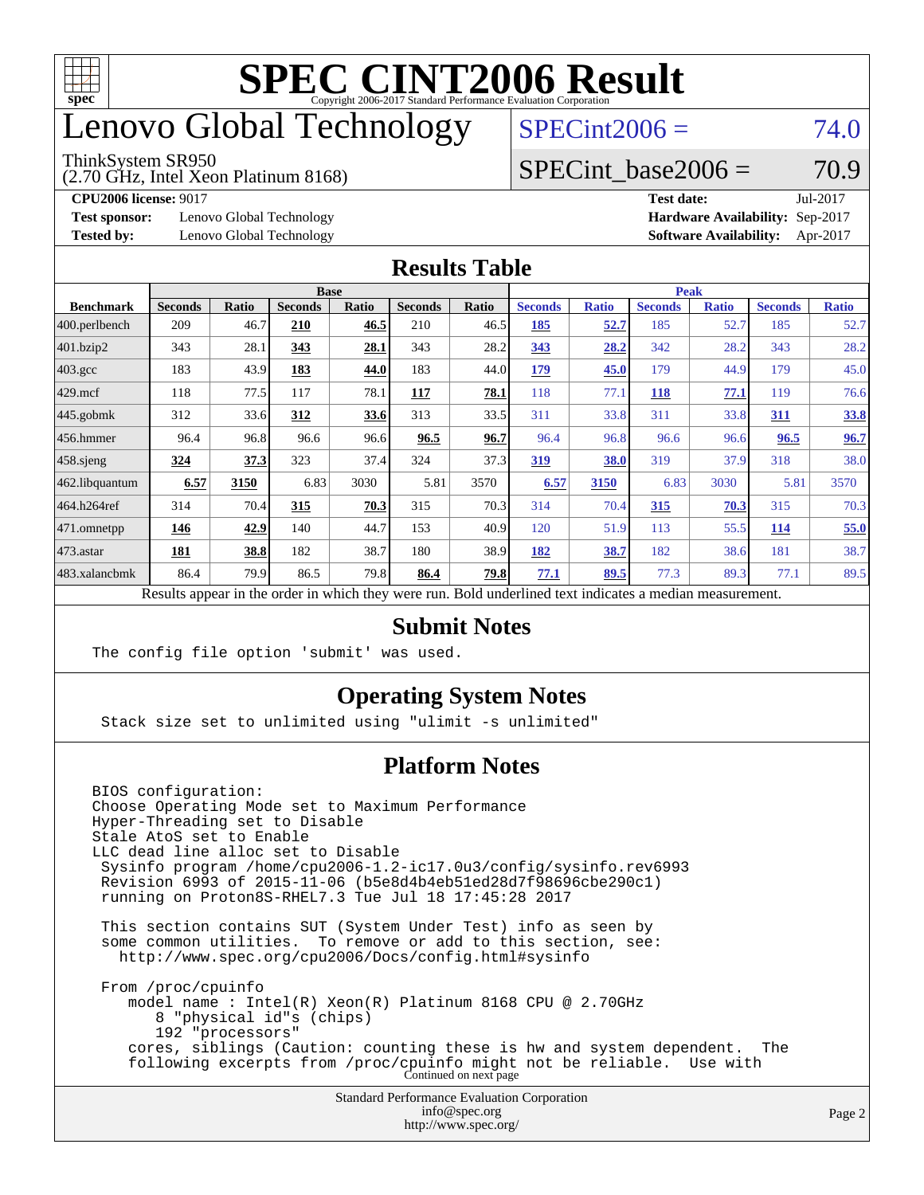# SPEC CINT2006 Result

Copyright 2006-2017 Standard Performance Evaluation Corporation

# Lenovo Global Technology

ThinkSystem SR950
(2.70 GHz, Intel Xeon Platinum 8168)

SPECint2006 = 74.0

SPECint_base2006 = 70.9

**CPU2006 license:** 9017
**Test sponsor:** Lenovo Global Technology
**Tested by:** Lenovo Global Technology

**Test date:** Jul-2017
**Hardware Availability:** Sep-2017
**Software Availability:** Apr-2017

## Results Table

| Benchmark | Base | | | | | | Peak | | | | | |
|---|---|---|---|---|---|---|---|---|---|---|---|---|
| | Seconds | Ratio | Seconds | Ratio | Seconds | Ratio | Seconds | Ratio | Seconds | Ratio | Seconds | Ratio |
| 400.perlbench | 209 | 46.7 | **210** | **46.5** | 210 | 46.5 | **185** | **52.7** | 185 | 52.7 | 185 | 52.7 |
| 401.bzip2 | 343 | 28.1 | **343** | **28.1** | 343 | 28.2 | **343** | **28.2** | 342 | 28.2 | 343 | 28.2 |
| 403.gcc | 183 | 43.9 | **183** | **44.0** | 183 | 44.0 | **179** | **45.0** | 179 | 44.9 | 179 | 45.0 |
| 429.mcf | 118 | 77.5 | 117 | 78.1 | **117** | **78.1** | 118 | 77.1 | **118** | **77.1** | 119 | 76.6 |
| 445.gobmk | 312 | 33.6 | **312** | **33.6** | 313 | 33.5 | 311 | 33.8 | 311 | 33.8 | **311** | **33.8** |
| 456.hmmer | 96.4 | 96.8 | 96.6 | 96.6 | **96.5** | **96.7** | 96.4 | 96.8 | 96.6 | 96.6 | **96.5** | **96.7** |
| 458.sjeng | **324** | **37.3** | 323 | 37.4 | 324 | 37.3 | **319** | **38.0** | 319 | 37.9 | 318 | 38.0 |
| 462.libquantum | **6.57** | **3150** | 6.83 | 3030 | 5.81 | 3570 | **6.57** | **3150** | 6.83 | 3030 | 5.81 | 3570 |
| 464.h264ref | 314 | 70.4 | **315** | **70.3** | 315 | 70.3 | 314 | 70.4 | **315** | **70.3** | 315 | 70.3 |
| 471.omnetpp | **146** | **42.9** | 140 | 44.7 | 153 | 40.9 | 120 | 51.9 | 113 | 55.5 | **114** | **55.0** |
| 473.astar | **181** | **38.8** | 182 | 38.7 | 180 | 38.9 | **182** | **38.7** | 182 | 38.6 | 181 | 38.7 |
| 483.xalancbmk | 86.4 | 79.9 | 86.5 | 79.8 | **86.4** | **79.8** | **77.1** | **89.5** | 77.3 | 89.3 | 77.1 | 89.5 |

Results appear in the order in which they were run. Bold underlined text indicates a median measurement.

## Submit Notes

```
The config file option 'submit' was used.
```

## Operating System Notes

```
Stack size set to unlimited using "ulimit -s unlimited"
```

## Platform Notes

```
BIOS configuration:
Choose Operating Mode set to Maximum Performance
Hyper-Threading set to Disable
Stale AtoS set to Enable
LLC dead line alloc set to Disable
 Sysinfo program /home/cpu2006-1.2-ic17.0u3/config/sysinfo.rev6993
 Revision 6993 of 2015-11-06 (b5e8d4b4eb51ed28d7f98696cbe290c1)
 running on Proton8S-RHEL7.3 Tue Jul 18 17:45:28 2017

 This section contains SUT (System Under Test) info as seen by
 some common utilities.  To remove or add to this section, see:
   http://www.spec.org/cpu2006/Docs/config.html#sysinfo

 From /proc/cpuinfo
    model name : Intel(R) Xeon(R) Platinum 8168 CPU @ 2.70GHz
       8 "physical id"s (chips)
       192 "processors"
    cores, siblings (Caution: counting these is hw and system dependent.  The
    following excerpts from /proc/cpuinfo might not be reliable.  Use with
```

Continued on next page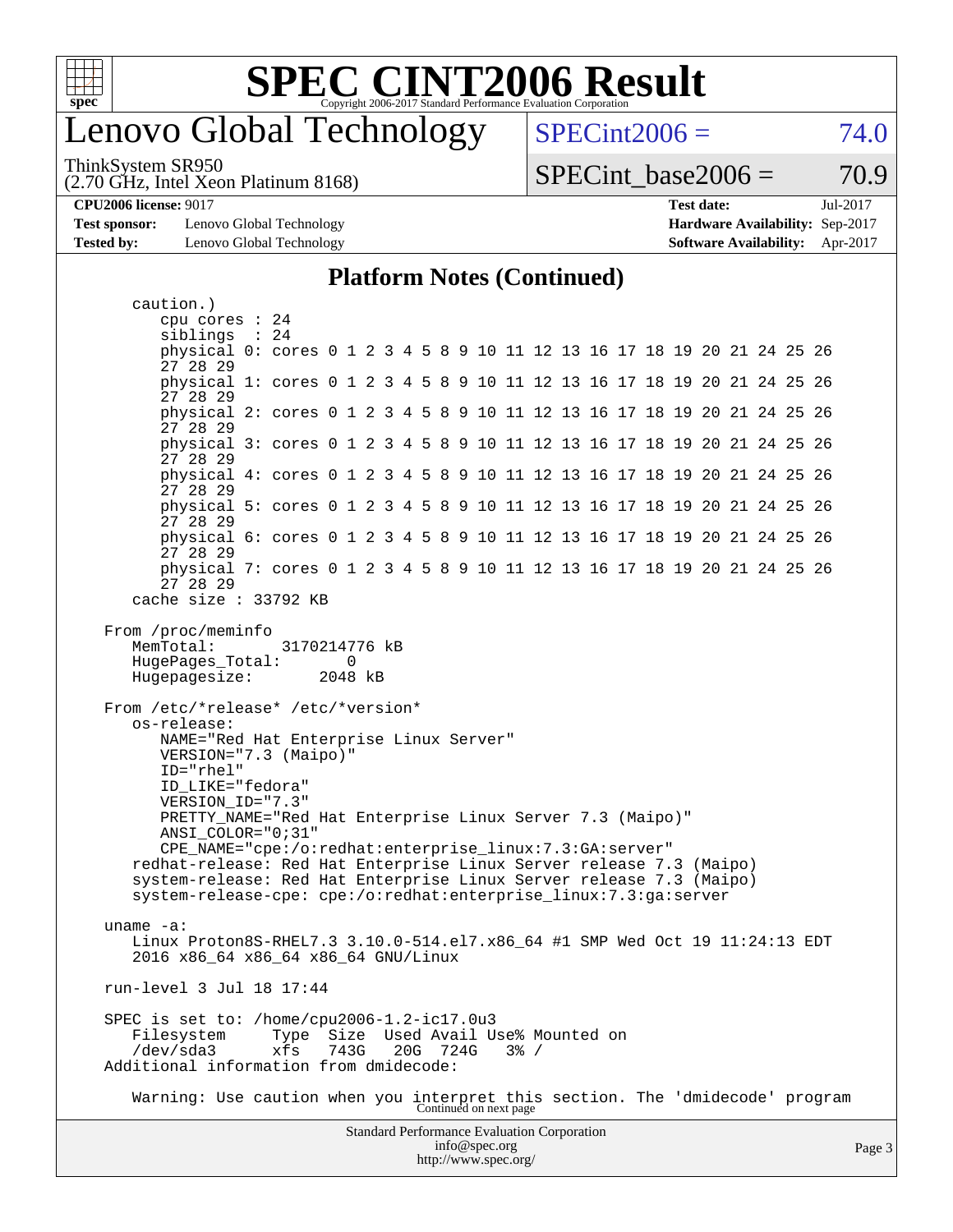# SPEC CINT2006 Result

## Lenovo Global Technology

ThinkSystem SR950
(2.70 GHz, Intel Xeon Platinum 8168)

SPECint2006 = 74.0

SPECint_base2006 = 70.9

**CPU2006 license:** 9017
**Test sponsor:** Lenovo Global Technology
**Tested by:** Lenovo Global Technology

**Test date:** Jul-2017
**Hardware Availability:** Sep-2017
**Software Availability:** Apr-2017

### Platform Notes (Continued)

```
      caution.)
         cpu cores : 24
         siblings  : 24
         physical 0: cores 0 1 2 3 4 5 8 9 10 11 12 13 16 17 18 19 20 21 24 25 26
         27 28 29
         physical 1: cores 0 1 2 3 4 5 8 9 10 11 12 13 16 17 18 19 20 21 24 25 26
         27 28 29
         physical 2: cores 0 1 2 3 4 5 8 9 10 11 12 13 16 17 18 19 20 21 24 25 26
         27 28 29
         physical 3: cores 0 1 2 3 4 5 8 9 10 11 12 13 16 17 18 19 20 21 24 25 26
         27 28 29
         physical 4: cores 0 1 2 3 4 5 8 9 10 11 12 13 16 17 18 19 20 21 24 25 26
         27 28 29
         physical 5: cores 0 1 2 3 4 5 8 9 10 11 12 13 16 17 18 19 20 21 24 25 26
         27 28 29
         physical 6: cores 0 1 2 3 4 5 8 9 10 11 12 13 16 17 18 19 20 21 24 25 26
         27 28 29
         physical 7: cores 0 1 2 3 4 5 8 9 10 11 12 13 16 17 18 19 20 21 24 25 26
         27 28 29
      cache size : 33792 KB

   From /proc/meminfo
      MemTotal:       3170214776 kB
      HugePages_Total:       0
      Hugepagesize:       2048 kB

   From /etc/*release* /etc/*version*
      os-release:
         NAME="Red Hat Enterprise Linux Server"
         VERSION="7.3 (Maipo)"
         ID="rhel"
         ID_LIKE="fedora"
         VERSION_ID="7.3"
         PRETTY_NAME="Red Hat Enterprise Linux Server 7.3 (Maipo)"
         ANSI_COLOR="0;31"
         CPE_NAME="cpe:/o:redhat:enterprise_linux:7.3:GA:server"
      redhat-release: Red Hat Enterprise Linux Server release 7.3 (Maipo)
      system-release: Red Hat Enterprise Linux Server release 7.3 (Maipo)
      system-release-cpe: cpe:/o:redhat:enterprise_linux:7.3:ga:server

   uname -a:
      Linux Proton8S-RHEL7.3 3.10.0-514.el7.x86_64 #1 SMP Wed Oct 19 11:24:13 EDT
      2016 x86_64 x86_64 x86_64 GNU/Linux

   run-level 3 Jul 18 17:44

   SPEC is set to: /home/cpu2006-1.2-ic17.0u3
      Filesystem     Type  Size  Used Avail Use% Mounted on
      /dev/sda3      xfs   743G   20G  724G   3% /
   Additional information from dmidecode:

      Warning: Use caution when you interpret this section. The 'dmidecode' program
```

Continued on next page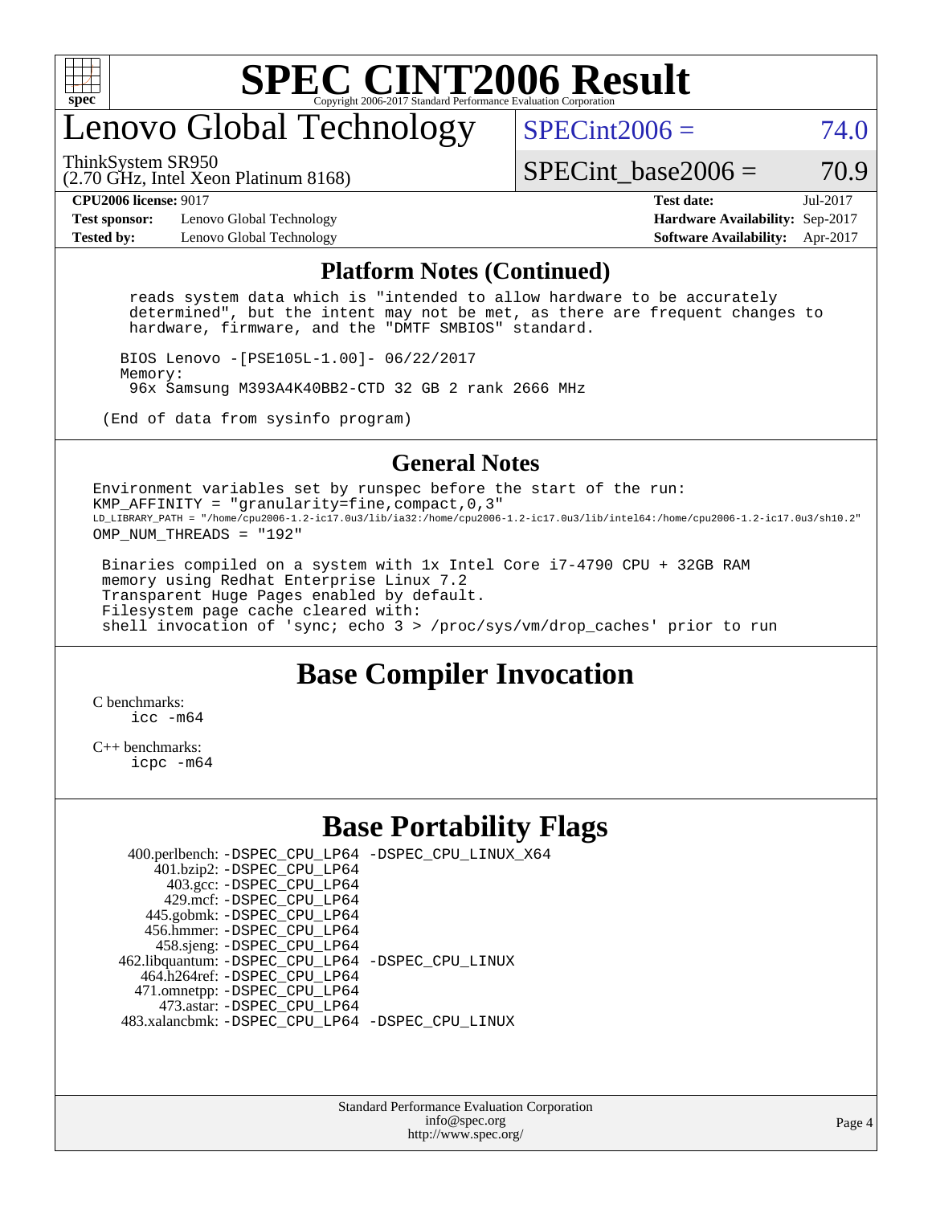# SPEC CINT2006 Result

## Lenovo Global Technology

ThinkSystem SR950
(2.70 GHz, Intel Xeon Platinum 8168)

SPECint2006 = 74.0

SPECint_base2006 = 70.9

**CPU2006 license:** 9017
**Test sponsor:** Lenovo Global Technology
**Tested by:** Lenovo Global Technology
**Test date:** Jul-2017
**Hardware Availability:** Sep-2017
**Software Availability:** Apr-2017

### Platform Notes (Continued)

```
  reads system data which is "intended to allow hardware to be accurately
  determined", but the intent may not be met, as there are frequent changes to
  hardware, firmware, and the "DMTF SMBIOS" standard.

 BIOS Lenovo -[PSE105L-1.00]- 06/22/2017
 Memory:
  96x Samsung M393A4K40BB2-CTD 32 GB 2 rank 2666 MHz

(End of data from sysinfo program)
```

### General Notes

```
Environment variables set by runspec before the start of the run:
KMP_AFFINITY = "granularity=fine,compact,0,3"
LD_LIBRARY_PATH = "/home/cpu2006-1.2-ic17.0u3/lib/ia32:/home/cpu2006-1.2-ic17.0u3/lib/intel64:/home/cpu2006-1.2-ic17.0u3/sh10.2"
OMP_NUM_THREADS = "192"

 Binaries compiled on a system with 1x Intel Core i7-4790 CPU + 32GB RAM
 memory using Redhat Enterprise Linux 7.2
 Transparent Huge Pages enabled by default.
 Filesystem page cache cleared with:
 shell invocation of 'sync; echo 3 > /proc/sys/vm/drop_caches' prior to run
```

## Base Compiler Invocation

C benchmarks:
    icc -m64

C++ benchmarks:
    icpc -m64

## Base Portability Flags

| Benchmark | Flags |
|---|---|
| 400.perlbench | -DSPEC_CPU_LP64 -DSPEC_CPU_LINUX_X64 |
| 401.bzip2 | -DSPEC_CPU_LP64 |
| 403.gcc | -DSPEC_CPU_LP64 |
| 429.mcf | -DSPEC_CPU_LP64 |
| 445.gobmk | -DSPEC_CPU_LP64 |
| 456.hmmer | -DSPEC_CPU_LP64 |
| 458.sjeng | -DSPEC_CPU_LP64 |
| 462.libquantum | -DSPEC_CPU_LP64 -DSPEC_CPU_LINUX |
| 464.h264ref | -DSPEC_CPU_LP64 |
| 471.omnetpp | -DSPEC_CPU_LP64 |
| 473.astar | -DSPEC_CPU_LP64 |
| 483.xalancbmk | -DSPEC_CPU_LP64 -DSPEC_CPU_LINUX |

Standard Performance Evaluation Corporation
info@spec.org
http://www.spec.org/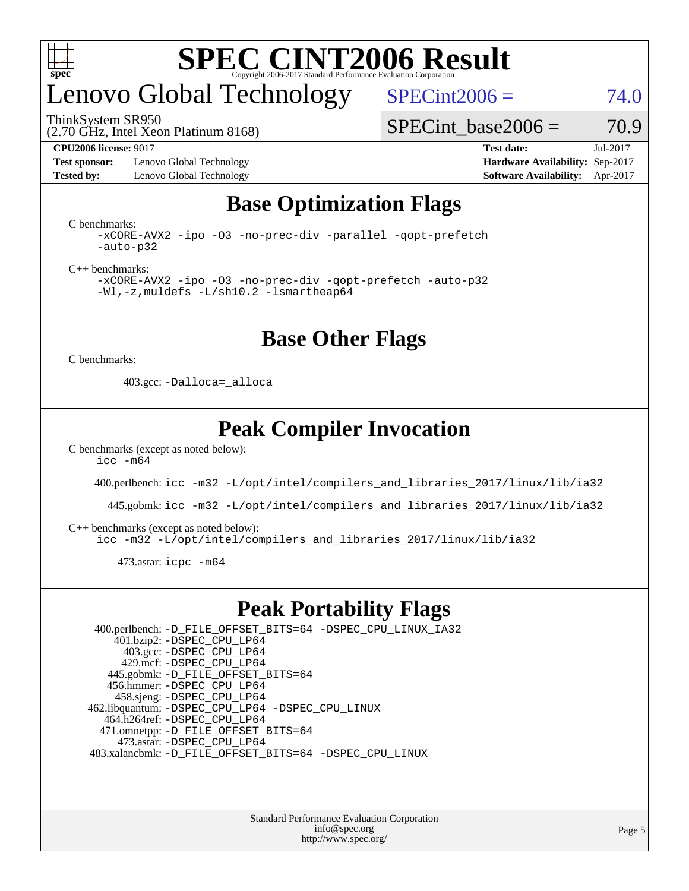# SPEC CINT2006 Result

## Lenovo Global Technology

ThinkSystem SR950
(2.70 GHz, Intel Xeon Platinum 8168)

SPECint2006 = 74.0

SPECint_base2006 = 70.9

| | | | |
|---|---|---|---|
| **CPU2006 license:** 9017 | | **Test date:** | Jul-2017 |
| **Test sponsor:** | Lenovo Global Technology | **Hardware Availability:** | Sep-2017 |
| **Tested by:** | Lenovo Global Technology | **Software Availability:** | Apr-2017 |

## Base Optimization Flags

C benchmarks:

```
-xCORE-AVX2 -ipo -O3 -no-prec-div -parallel -qopt-prefetch
-auto-p32
```

C++ benchmarks:

```
-xCORE-AVX2 -ipo -O3 -no-prec-div -qopt-prefetch -auto-p32
-Wl,-z,muldefs -L/sh10.2 -lsmartheap64
```

## Base Other Flags

C benchmarks:

403.gcc: `-Dalloca=_alloca`

## Peak Compiler Invocation

C benchmarks (except as noted below):

```
icc -m64
```

400.perlbench: `icc -m32 -L/opt/intel/compilers_and_libraries_2017/linux/lib/ia32`

445.gobmk: `icc -m32 -L/opt/intel/compilers_and_libraries_2017/linux/lib/ia32`

C++ benchmarks (except as noted below):

```
icc -m32 -L/opt/intel/compilers_and_libraries_2017/linux/lib/ia32
```

473.astar: `icpc -m64`

## Peak Portability Flags

400.perlbench: `-D_FILE_OFFSET_BITS=64 -DSPEC_CPU_LINUX_IA32`
401.bzip2: `-DSPEC_CPU_LP64`
403.gcc: `-DSPEC_CPU_LP64`
429.mcf: `-DSPEC_CPU_LP64`
445.gobmk: `-D_FILE_OFFSET_BITS=64`
456.hmmer: `-DSPEC_CPU_LP64`
458.sjeng: `-DSPEC_CPU_LP64`
462.libquantum: `-DSPEC_CPU_LP64 -DSPEC_CPU_LINUX`
464.h264ref: `-DSPEC_CPU_LP64`
471.omnetpp: `-D_FILE_OFFSET_BITS=64`
473.astar: `-DSPEC_CPU_LP64`
483.xalancbmk: `-D_FILE_OFFSET_BITS=64 -DSPEC_CPU_LINUX`

Standard Performance Evaluation Corporation
info@spec.org
http://www.spec.org/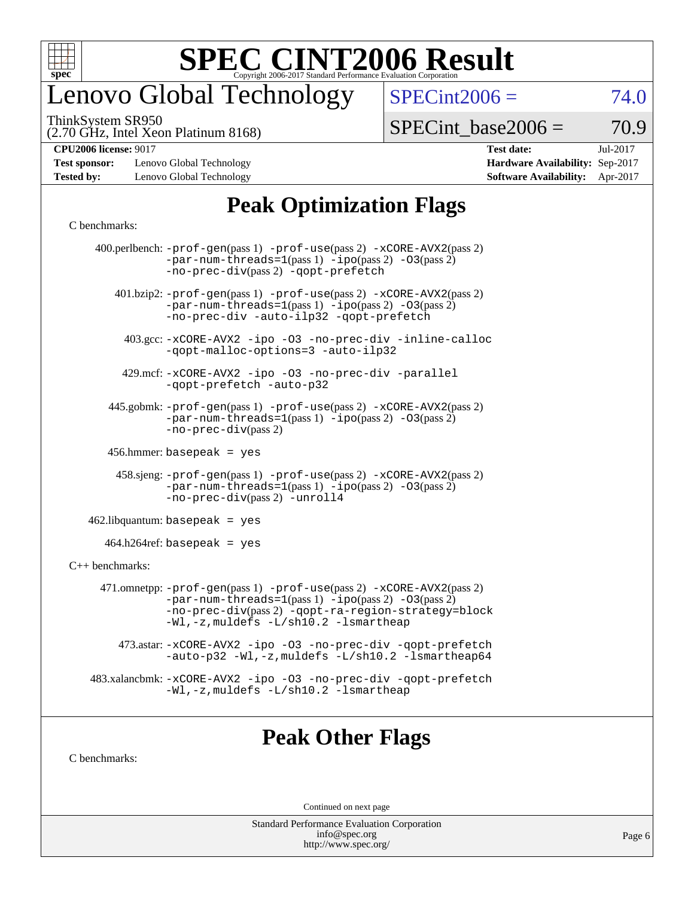# Peak Optimization Flags

C benchmarks:

400.perlbench: -prof-gen(pass 1) -prof-use(pass 2) -xCORE-AVX2(pass 2) -par-num-threads=1(pass 1) -ipo(pass 2) -O3(pass 2) -no-prec-div(pass 2) -qopt-prefetch

401.bzip2: -prof-gen(pass 1) -prof-use(pass 2) -xCORE-AVX2(pass 2) -par-num-threads=1(pass 1) -ipo(pass 2) -O3(pass 2) -no-prec-div -auto-ilp32 -qopt-prefetch

403.gcc: -xCORE-AVX2 -ipo -O3 -no-prec-div -inline-calloc -qopt-malloc-options=3 -auto-ilp32

429.mcf: -xCORE-AVX2 -ipo -O3 -no-prec-div -parallel -qopt-prefetch -auto-p32

445.gobmk: -prof-gen(pass 1) -prof-use(pass 2) -xCORE-AVX2(pass 2) -par-num-threads=1(pass 1) -ipo(pass 2) -O3(pass 2) -no-prec-div(pass 2)

456.hmmer: basepeak = yes

458.sjeng: -prof-gen(pass 1) -prof-use(pass 2) -xCORE-AVX2(pass 2) -par-num-threads=1(pass 1) -ipo(pass 2) -O3(pass 2) -no-prec-div(pass 2) -unroll4

462.libquantum: basepeak = yes

464.h264ref: basepeak = yes

C++ benchmarks:

471.omnetpp: -prof-gen(pass 1) -prof-use(pass 2) -xCORE-AVX2(pass 2) -par-num-threads=1(pass 1) -ipo(pass 2) -O3(pass 2) -no-prec-div(pass 2) -qopt-ra-region-strategy=block -Wl,-z,muldefs -L/sh10.2 -lsmartheap

473.astar: -xCORE-AVX2 -ipo -O3 -no-prec-div -qopt-prefetch -auto-p32 -Wl,-z,muldefs -L/sh10.2 -lsmartheap64

483.xalancbmk: -xCORE-AVX2 -ipo -O3 -no-prec-div -qopt-prefetch -Wl,-z,muldefs -L/sh10.2 -lsmartheap

# Peak Other Flags

C benchmarks:

Continued on next page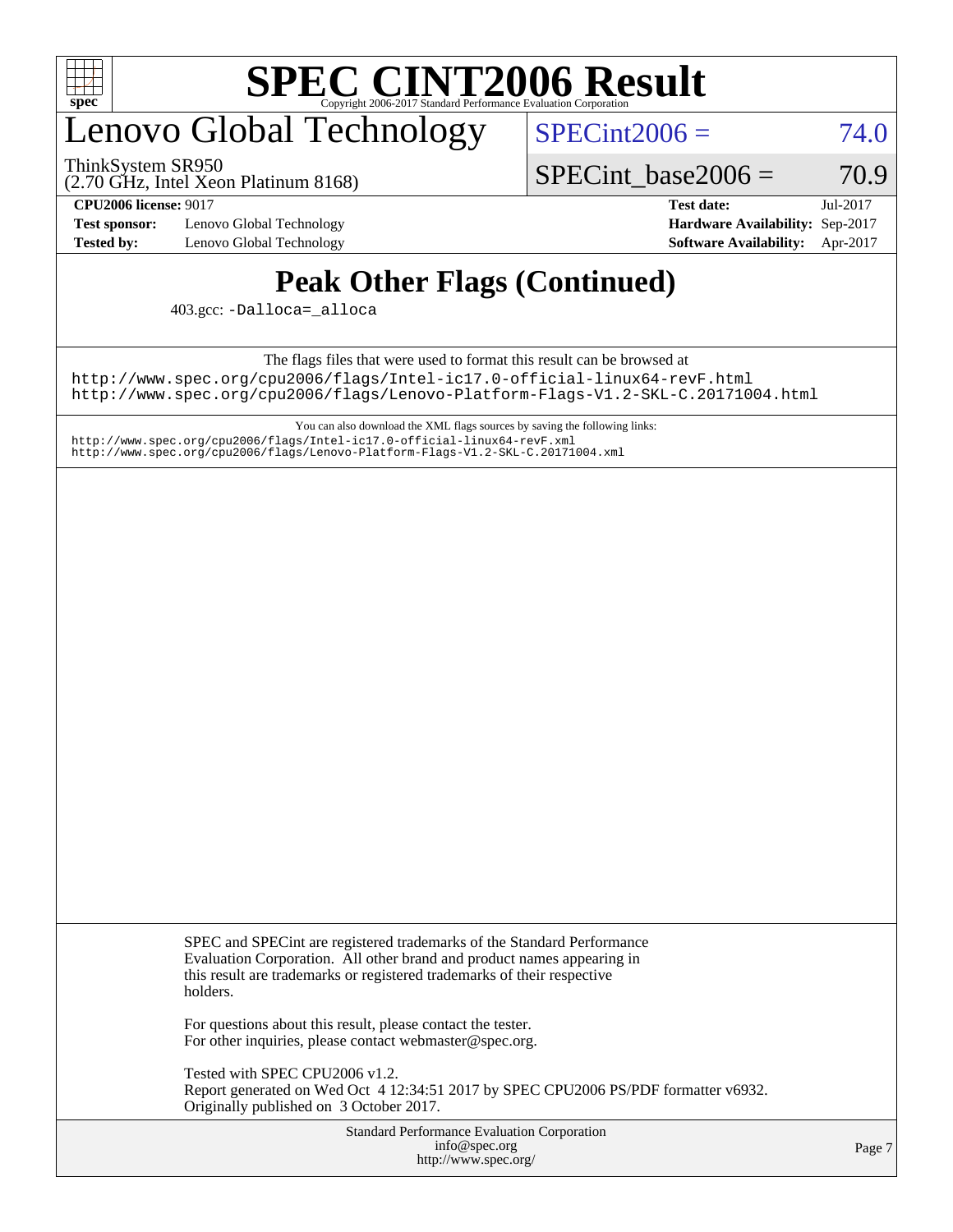# SPEC CINT2006 Result

Copyright 2006-2017 Standard Performance Evaluation Corporation

# Lenovo Global Technology

ThinkSystem SR950
(2.70 GHz, Intel Xeon Platinum 8168)

SPECint2006 = 74.0

SPECint_base2006 = 70.9

**CPU2006 license:** 9017
**Test sponsor:** Lenovo Global Technology
**Tested by:** Lenovo Global Technology

**Test date:** Jul-2017
**Hardware Availability:** Sep-2017
**Software Availability:** Apr-2017

## Peak Other Flags (Continued)

403.gcc: -Dalloca=_alloca

The flags files that were used to format this result can be browsed at
http://www.spec.org/cpu2006/flags/Intel-ic17.0-official-linux64-revF.html
http://www.spec.org/cpu2006/flags/Lenovo-Platform-Flags-V1.2-SKL-C.20171004.html

You can also download the XML flags sources by saving the following links:
http://www.spec.org/cpu2006/flags/Intel-ic17.0-official-linux64-revF.xml
http://www.spec.org/cpu2006/flags/Lenovo-Platform-Flags-V1.2-SKL-C.20171004.xml

SPEC and SPECint are registered trademarks of the Standard Performance Evaluation Corporation. All other brand and product names appearing in this result are trademarks or registered trademarks of their respective holders.

For questions about this result, please contact the tester.
For other inquiries, please contact webmaster@spec.org.

Tested with SPEC CPU2006 v1.2.
Report generated on Wed Oct 4 12:34:51 2017 by SPEC CPU2006 PS/PDF formatter v6932.
Originally published on 3 October 2017.